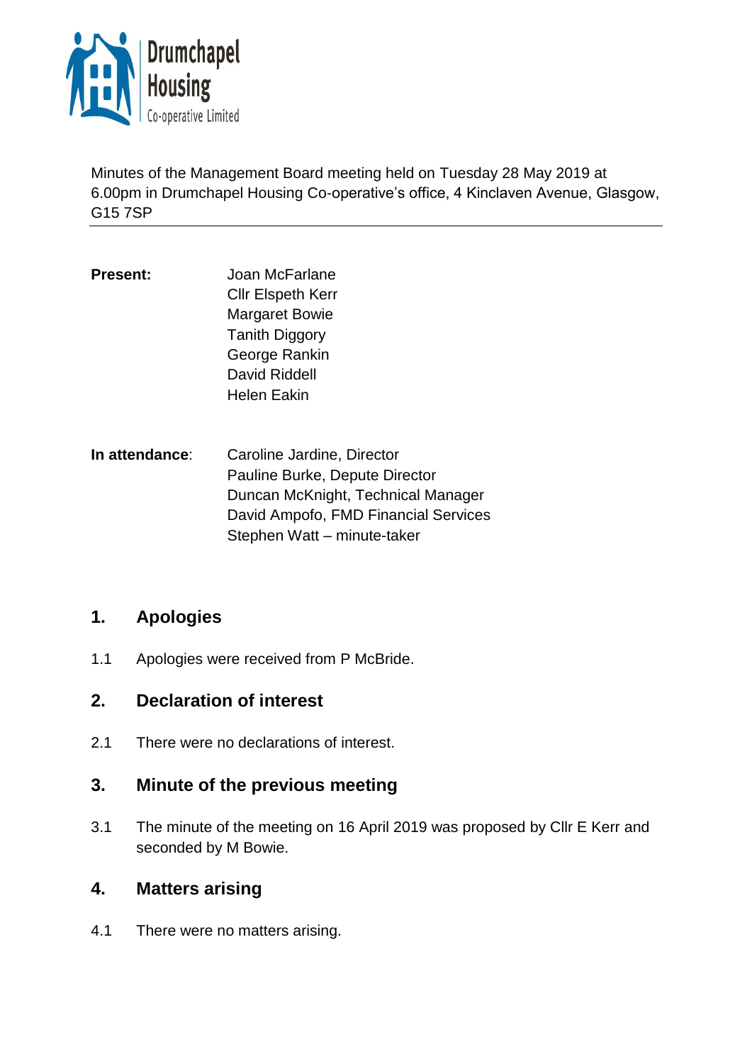Drumchapel Housing Co-operative Limited

Minutes of the Management Board meeting held on Tuesday 28 May 2019 at 6.00pm in Drumchapel Housing Co-operative's office, 4 Kinclaven Avenue, Glasgow, G15 7SP

---

**Present:**

Joan McFarlane
Cllr Elspeth Kerr
Margaret Bowie
Tanith Diggory
George Rankin
David Riddell
Helen Eakin

**In attendance**:

Caroline Jardine, Director
Pauline Burke, Depute Director
Duncan McKnight, Technical Manager
David Ampofo, FMD Financial Services
Stephen Watt – minute-taker

## 1. Apologies

1.1 Apologies were received from P McBride.

## 2. Declaration of interest

2.1 There were no declarations of interest.

## 3. Minute of the previous meeting

3.1 The minute of the meeting on 16 April 2019 was proposed by Cllr E Kerr and seconded by M Bowie.

## 4. Matters arising

4.1 There were no matters arising.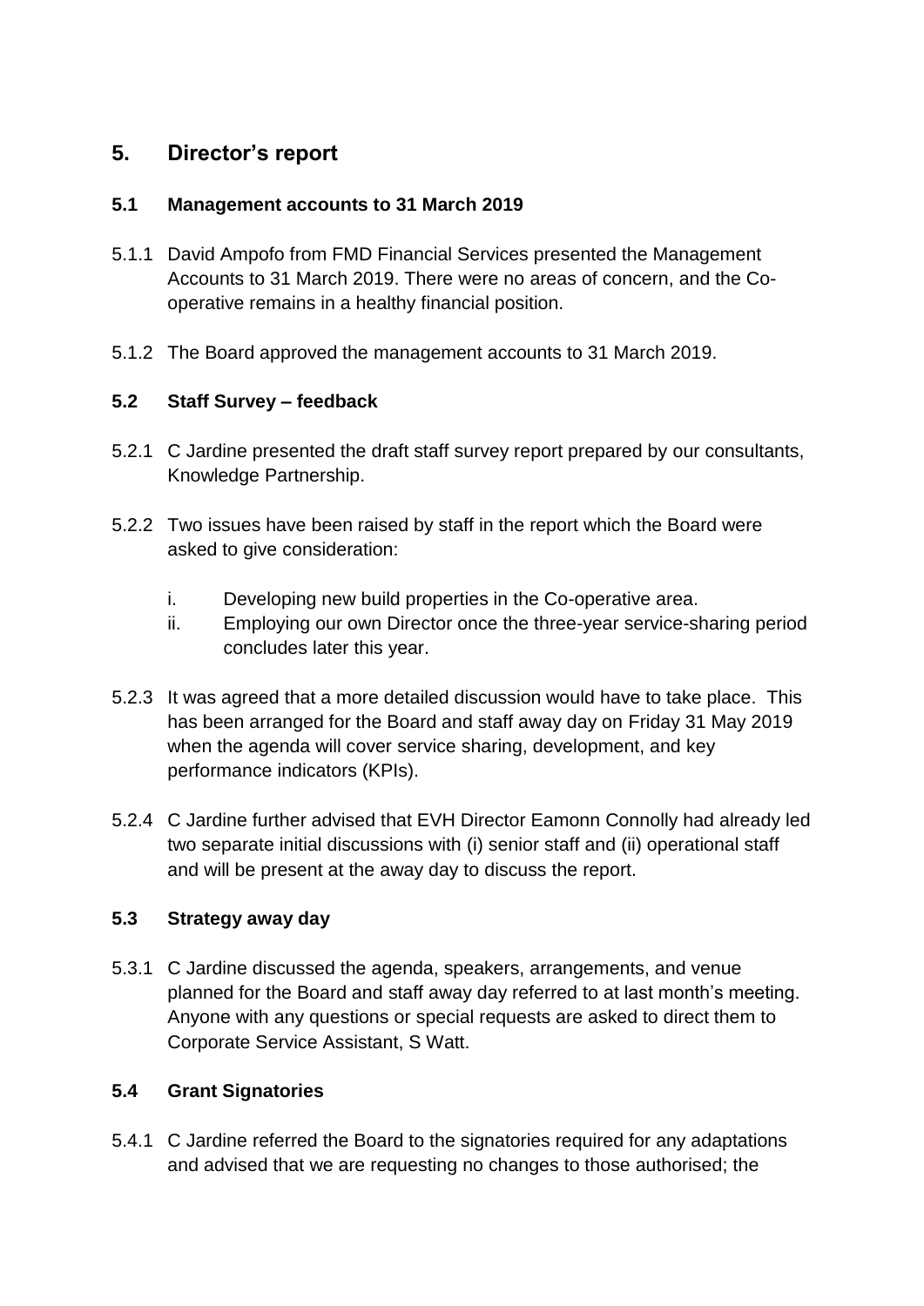## 5. Director's report

### 5.1 Management accounts to 31 March 2019

5.1.1 David Ampofo from FMD Financial Services presented the Management Accounts to 31 March 2019. There were no areas of concern, and the Co-operative remains in a healthy financial position.

5.1.2 The Board approved the management accounts to 31 March 2019.

### 5.2 Staff Survey – feedback

5.2.1 C Jardine presented the draft staff survey report prepared by our consultants, Knowledge Partnership.

5.2.2 Two issues have been raised by staff in the report which the Board were asked to give consideration:

i. Developing new build properties in the Co-operative area.
ii. Employing our own Director once the three-year service-sharing period concludes later this year.

5.2.3 It was agreed that a more detailed discussion would have to take place. This has been arranged for the Board and staff away day on Friday 31 May 2019 when the agenda will cover service sharing, development, and key performance indicators (KPIs).

5.2.4 C Jardine further advised that EVH Director Eamonn Connolly had already led two separate initial discussions with (i) senior staff and (ii) operational staff and will be present at the away day to discuss the report.

### 5.3 Strategy away day

5.3.1 C Jardine discussed the agenda, speakers, arrangements, and venue planned for the Board and staff away day referred to at last month's meeting. Anyone with any questions or special requests are asked to direct them to Corporate Service Assistant, S Watt.

### 5.4 Grant Signatories

5.4.1 C Jardine referred the Board to the signatories required for any adaptations and advised that we are requesting no changes to those authorised; the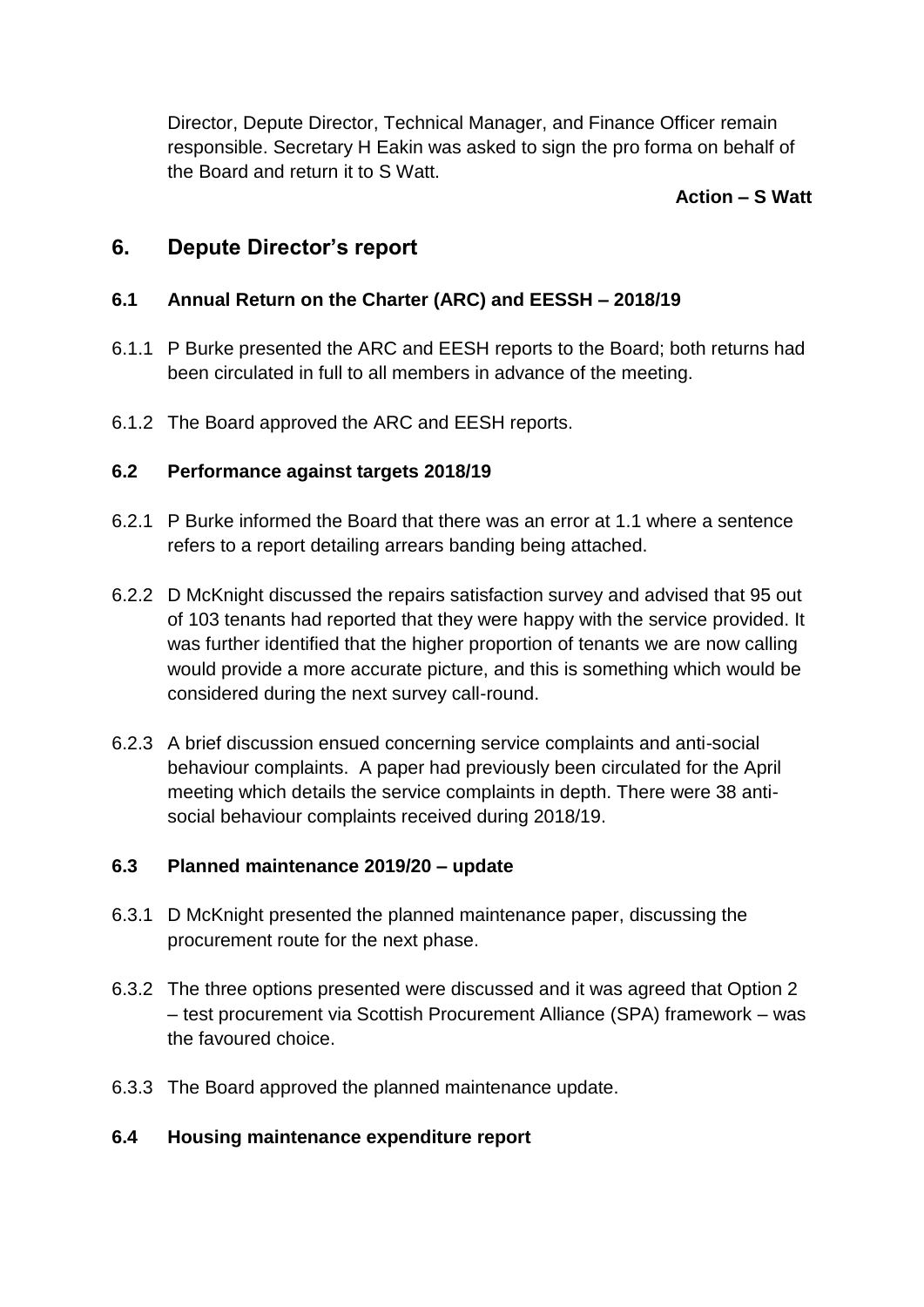Director, Depute Director, Technical Manager, and Finance Officer remain responsible. Secretary H Eakin was asked to sign the pro forma on behalf of the Board and return it to S Watt.

**Action – S Watt**

## 6. Depute Director's report

### 6.1 Annual Return on the Charter (ARC) and EESSH – 2018/19

6.1.1 P Burke presented the ARC and EESH reports to the Board; both returns had been circulated in full to all members in advance of the meeting.

6.1.2 The Board approved the ARC and EESH reports.

### 6.2 Performance against targets 2018/19

6.2.1 P Burke informed the Board that there was an error at 1.1 where a sentence refers to a report detailing arrears banding being attached.

6.2.2 D McKnight discussed the repairs satisfaction survey and advised that 95 out of 103 tenants had reported that they were happy with the service provided. It was further identified that the higher proportion of tenants we are now calling would provide a more accurate picture, and this is something which would be considered during the next survey call-round.

6.2.3 A brief discussion ensued concerning service complaints and anti-social behaviour complaints. A paper had previously been circulated for the April meeting which details the service complaints in depth. There were 38 anti-social behaviour complaints received during 2018/19.

### 6.3 Planned maintenance 2019/20 – update

6.3.1 D McKnight presented the planned maintenance paper, discussing the procurement route for the next phase.

6.3.2 The three options presented were discussed and it was agreed that Option 2 – test procurement via Scottish Procurement Alliance (SPA) framework – was the favoured choice.

6.3.3 The Board approved the planned maintenance update.

### 6.4 Housing maintenance expenditure report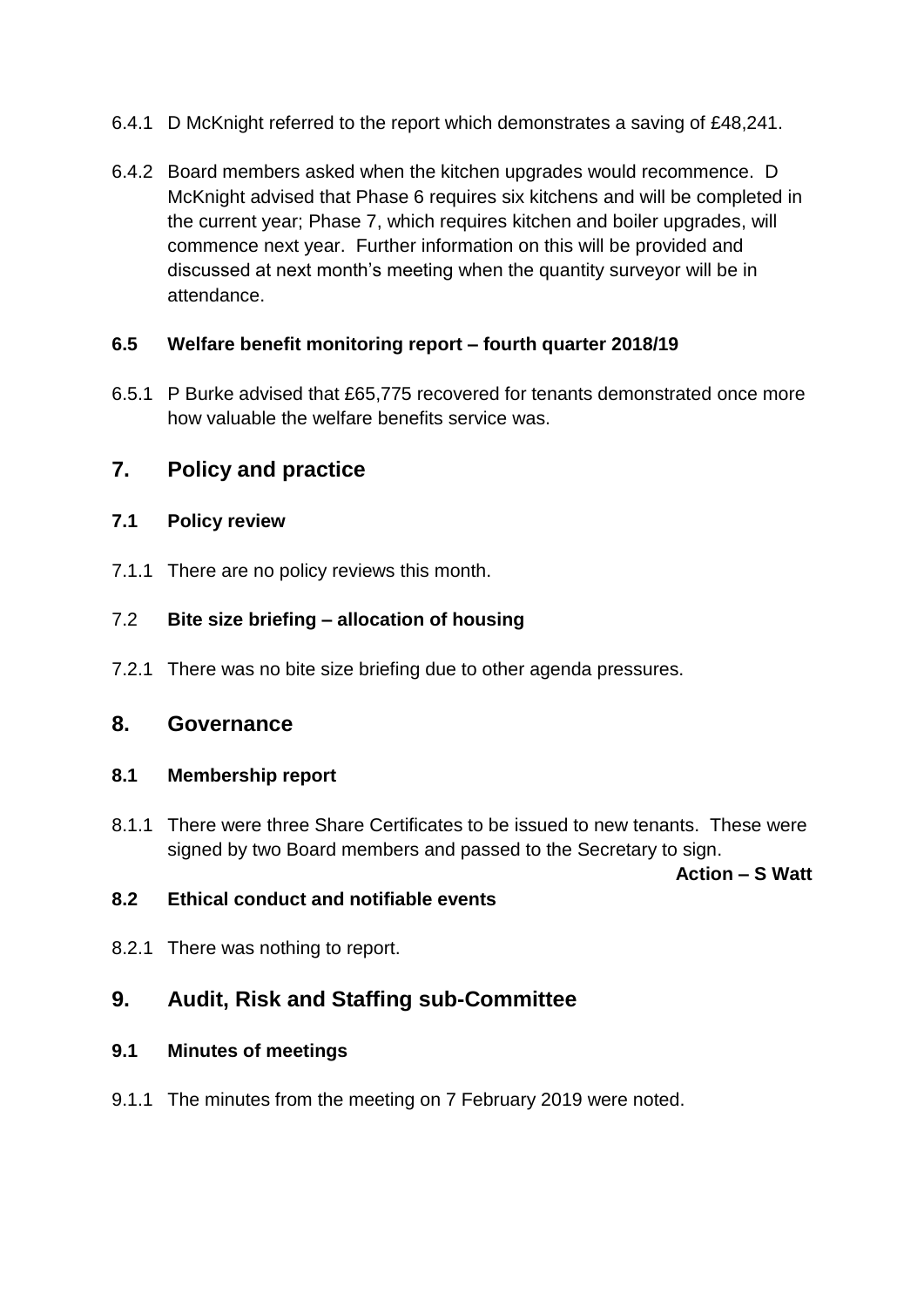6.4.1 D McKnight referred to the report which demonstrates a saving of £48,241.

6.4.2 Board members asked when the kitchen upgrades would recommence. D McKnight advised that Phase 6 requires six kitchens and will be completed in the current year; Phase 7, which requires kitchen and boiler upgrades, will commence next year. Further information on this will be provided and discussed at next month's meeting when the quantity surveyor will be in attendance.

### 6.5 Welfare benefit monitoring report – fourth quarter 2018/19

6.5.1 P Burke advised that £65,775 recovered for tenants demonstrated once more how valuable the welfare benefits service was.

## 7. Policy and practice

### 7.1 Policy review

7.1.1 There are no policy reviews this month.

### 7.2 **Bite size briefing – allocation of housing**

7.2.1 There was no bite size briefing due to other agenda pressures.

## 8. Governance

### 8.1 Membership report

8.1.1 There were three Share Certificates to be issued to new tenants. These were signed by two Board members and passed to the Secretary to sign.

**Action – S Watt**

### 8.2 Ethical conduct and notifiable events

8.2.1 There was nothing to report.

## 9. Audit, Risk and Staffing sub-Committee

### 9.1 Minutes of meetings

9.1.1 The minutes from the meeting on 7 February 2019 were noted.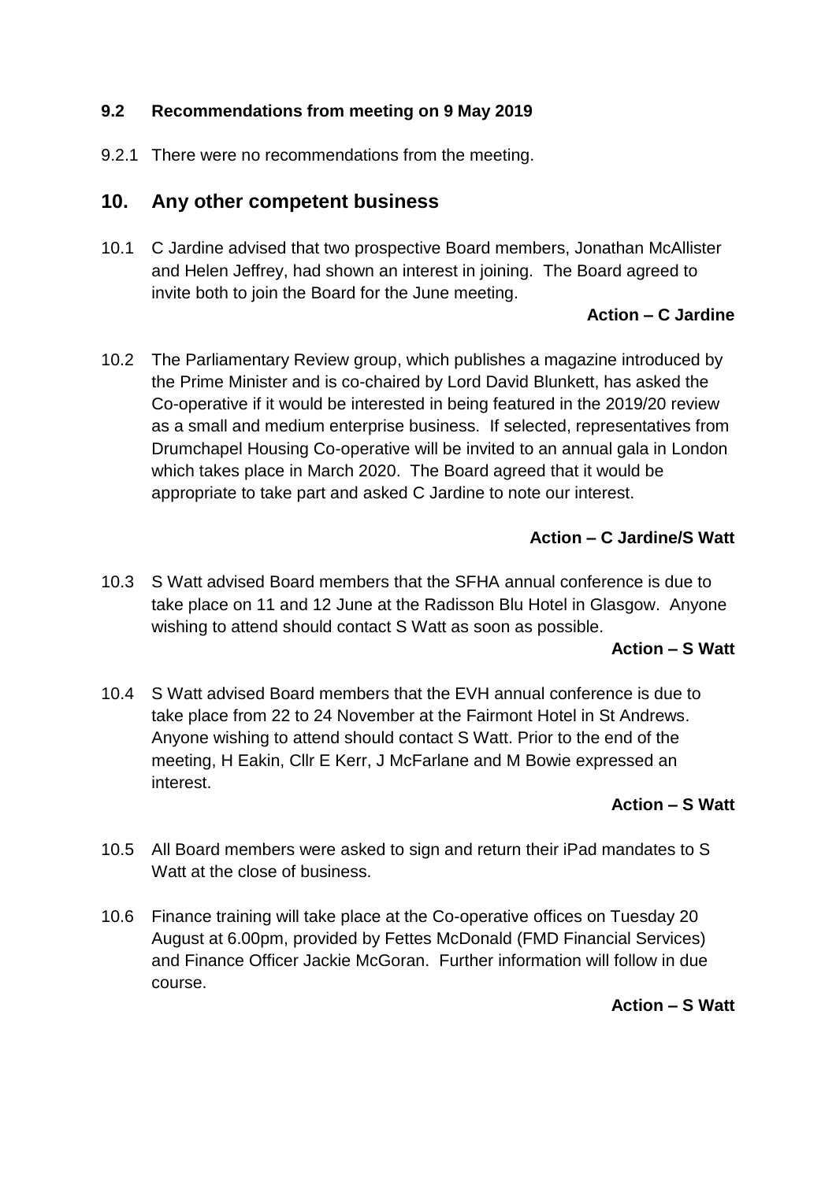### 9.2 Recommendations from meeting on 9 May 2019

9.2.1 There were no recommendations from the meeting.

## 10. Any other competent business

10.1 C Jardine advised that two prospective Board members, Jonathan McAllister and Helen Jeffrey, had shown an interest in joining. The Board agreed to invite both to join the Board for the June meeting.

**Action – C Jardine**

10.2 The Parliamentary Review group, which publishes a magazine introduced by the Prime Minister and is co-chaired by Lord David Blunkett, has asked the Co-operative if it would be interested in being featured in the 2019/20 review as a small and medium enterprise business. If selected, representatives from Drumchapel Housing Co-operative will be invited to an annual gala in London which takes place in March 2020. The Board agreed that it would be appropriate to take part and asked C Jardine to note our interest.

**Action – C Jardine/S Watt**

10.3 S Watt advised Board members that the SFHA annual conference is due to take place on 11 and 12 June at the Radisson Blu Hotel in Glasgow. Anyone wishing to attend should contact S Watt as soon as possible.

**Action – S Watt**

10.4 S Watt advised Board members that the EVH annual conference is due to take place from 22 to 24 November at the Fairmont Hotel in St Andrews. Anyone wishing to attend should contact S Watt. Prior to the end of the meeting, H Eakin, Cllr E Kerr, J McFarlane and M Bowie expressed an interest.

**Action – S Watt**

10.5 All Board members were asked to sign and return their iPad mandates to S Watt at the close of business.

10.6 Finance training will take place at the Co-operative offices on Tuesday 20 August at 6.00pm, provided by Fettes McDonald (FMD Financial Services) and Finance Officer Jackie McGoran. Further information will follow in due course.

**Action – S Watt**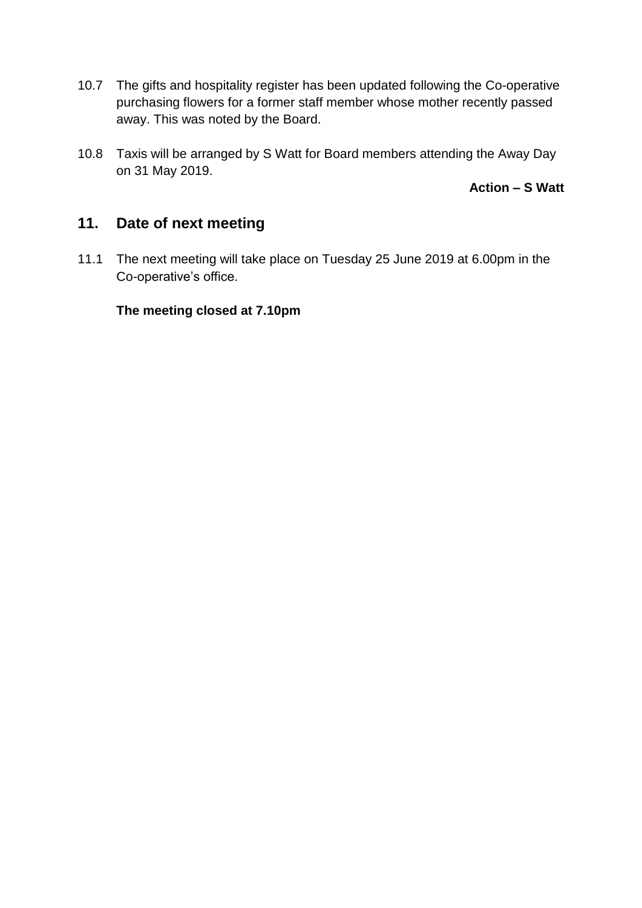10.7 The gifts and hospitality register has been updated following the Co-operative purchasing flowers for a former staff member whose mother recently passed away. This was noted by the Board.

10.8 Taxis will be arranged by S Watt for Board members attending the Away Day on 31 May 2019.

**Action – S Watt**

## 11. Date of next meeting

11.1 The next meeting will take place on Tuesday 25 June 2019 at 6.00pm in the Co-operative's office.

**The meeting closed at 7.10pm**